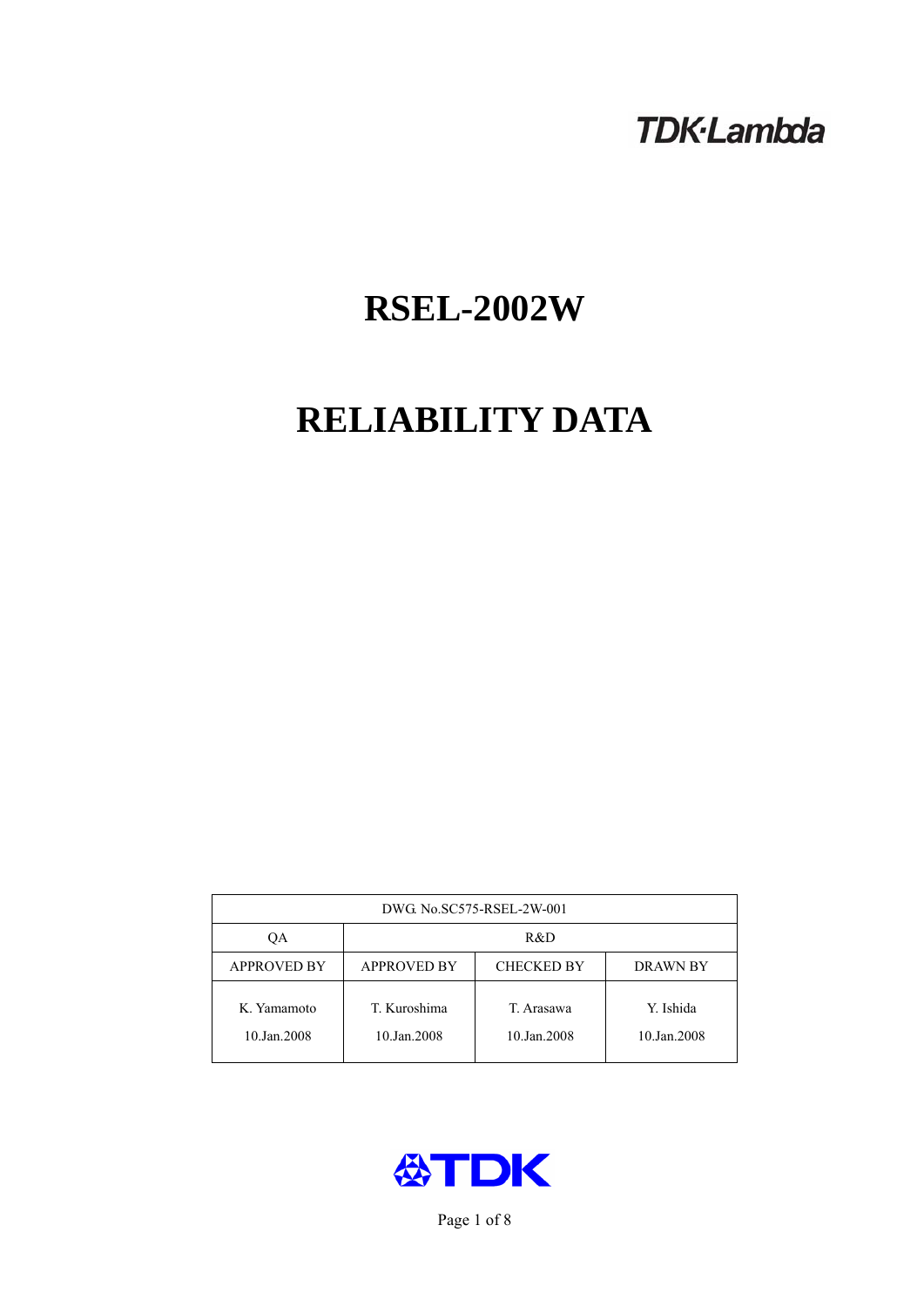TDK·Lambda

# RSEL-2002W

# RELIABILITY DATA

| DWG. No.SC575-RSEL-2W-001 | | | |
|---|---|---|---|
| QA | R&D | | |
| APPROVED BY | APPROVED BY | CHECKED BY | DRAWN BY |
| K. Yamamoto<br>10.Jan.2008 | T. Kuroshima<br>10.Jan.2008 | T. Arasawa<br>10.Jan.2008 | Y. Ishida<br>10.Jan.2008 |

TDK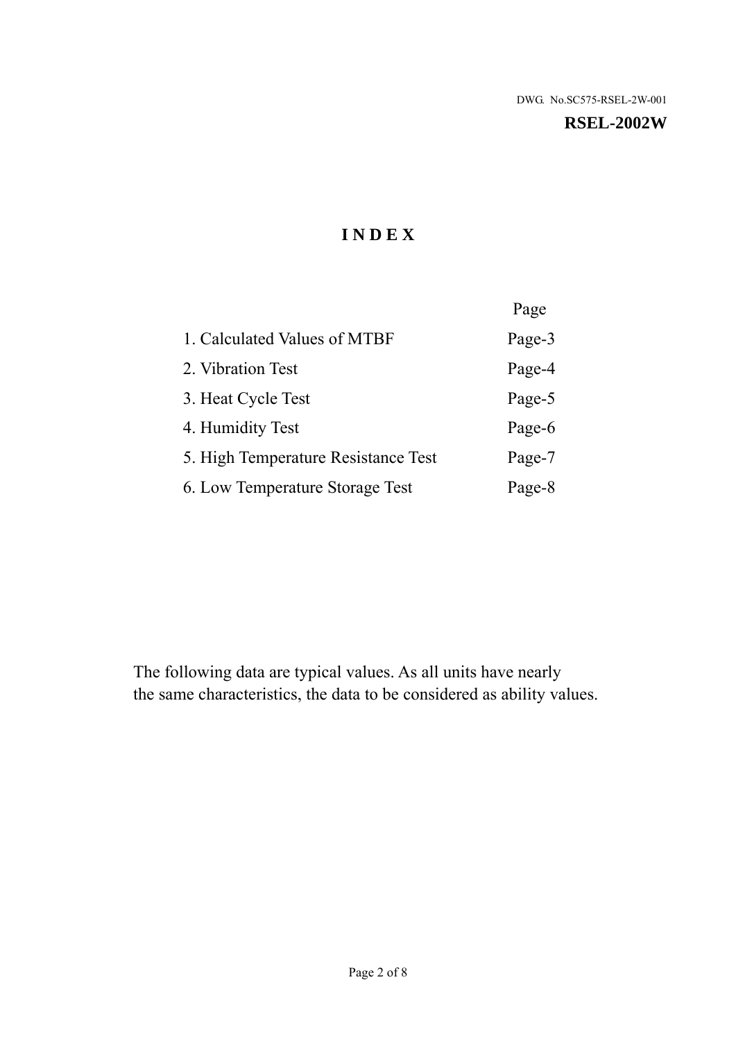DWG. No.SC575-RSEL-2W-001

**RSEL-2002W**

# INDEX

| | Page |
|---|---|
| 1. Calculated Values of MTBF | Page-3 |
| 2. Vibration Test | Page-4 |
| 3. Heat Cycle Test | Page-5 |
| 4. Humidity Test | Page-6 |
| 5. High Temperature Resistance Test | Page-7 |
| 6. Low Temperature Storage Test | Page-8 |

The following data are typical values. As all units have nearly
the same characteristics, the data to be considered as ability values.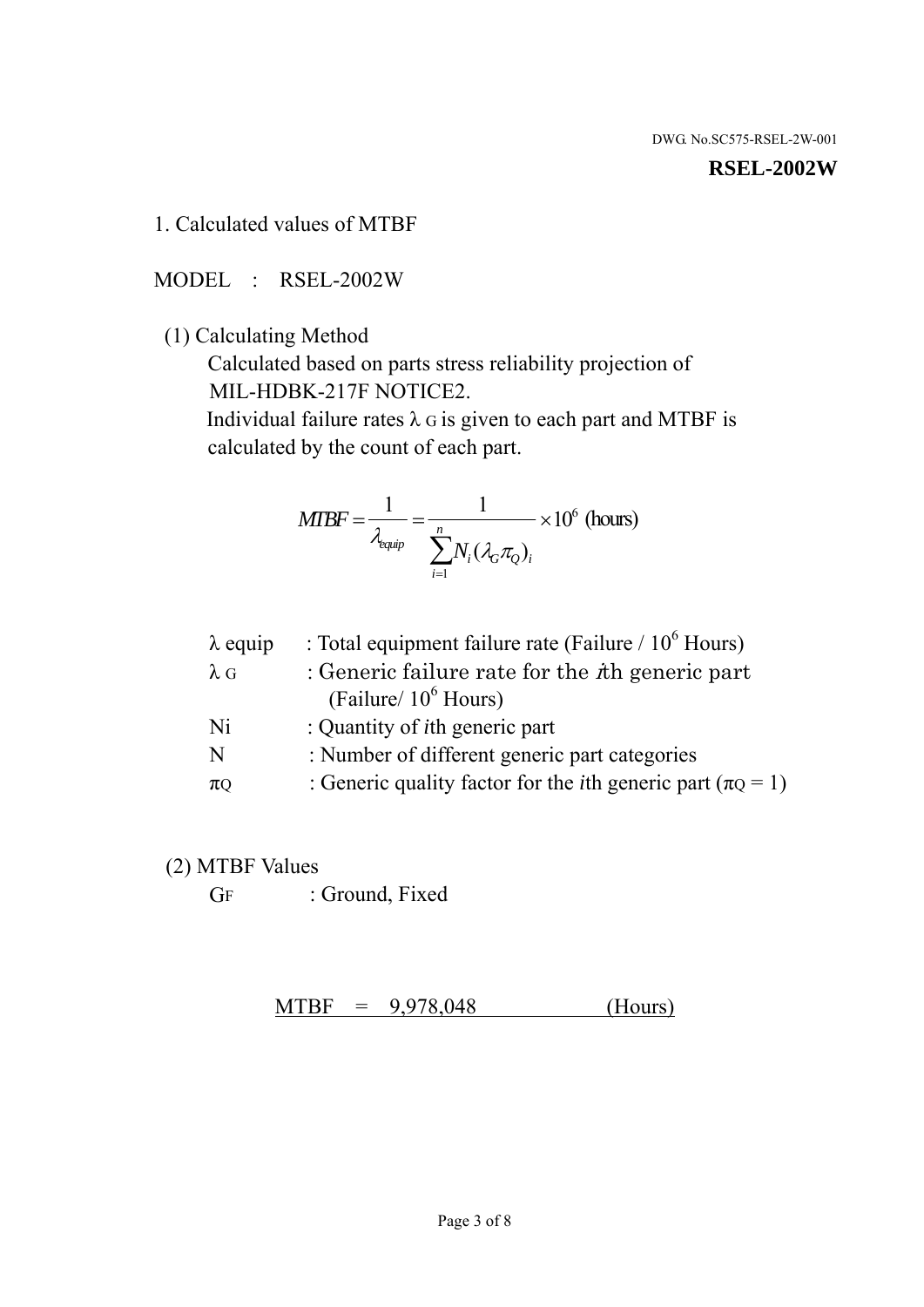DWG. No.SC575-RSEL-2W-001

**RSEL-2002W**

## 1. Calculated values of MTBF

MODEL : RSEL-2002W

(1) Calculating Method

Calculated based on parts stress reliability projection of MIL-HDBK-217F NOTICE2.

Individual failure rates $\lambda_G$ is given to each part and MTBF is calculated by the count of each part.

$$MTBF = \frac{1}{\lambda_{equip}} = \frac{1}{\sum_{i=1}^{n} N_i (\lambda_G \pi_Q)_i} \times 10^6 \text{ (hours)}$$

| | |
|---|---|
| $\lambda$ equip | : Total equipment failure rate (Failure / $10^6$ Hours) |
| $\lambda_G$ | : Generic failure rate for the $i$th generic part (Failure/ $10^6$ Hours) |
| Ni | : Quantity of $i$th generic part |
| N | : Number of different generic part categories |
| $\pi_Q$ | : Generic quality factor for the $i$th generic part ($\pi_Q = 1$) |

(2) MTBF Values

$G_F$ : Ground, Fixed

MTBF = 9,978,048 (Hours)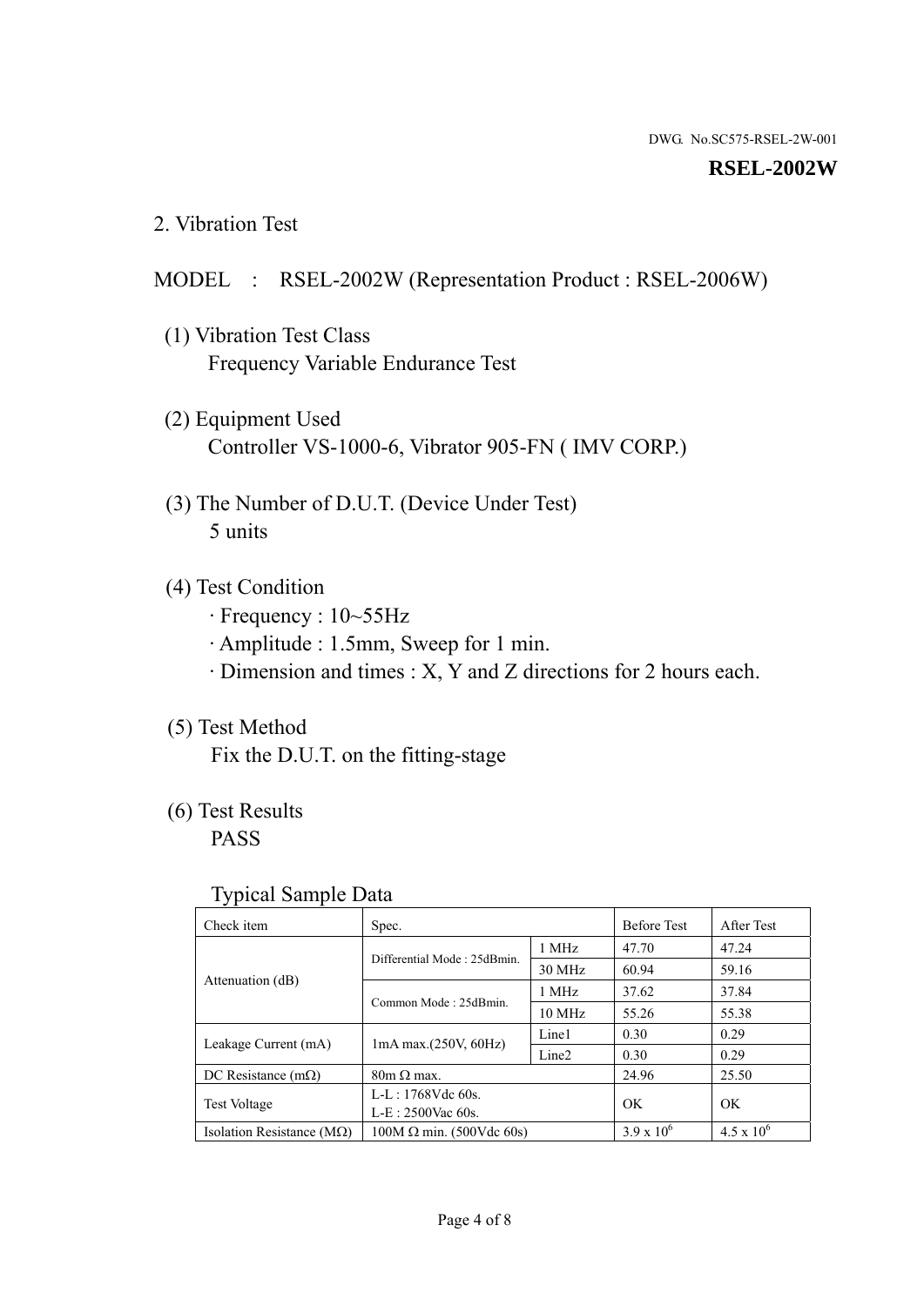DWG. No.SC575-RSEL-2W-001

**RSEL-2002W**

## 2. Vibration Test

MODEL : RSEL-2002W (Representation Product : RSEL-2006W)

(1) Vibration Test Class
Frequency Variable Endurance Test

(2) Equipment Used
Controller VS-1000-6, Vibrator 905-FN ( IMV CORP.)

(3) The Number of D.U.T. (Device Under Test)
5 units

(4) Test Condition
· Frequency : 10~55Hz
· Amplitude : 1.5mm, Sweep for 1 min.
· Dimension and times : X, Y and Z directions for 2 hours each.

(5) Test Method
Fix the D.U.T. on the fitting-stage

(6) Test Results
PASS

Typical Sample Data

| Check item | Spec. | | Before Test | After Test |
|---|---|---|---|---|
| Attenuation (dB) | Differential Mode : 25dBmin. | 1 MHz | 47.70 | 47.24 |
| | | 30 MHz | 60.94 | 59.16 |
| | Common Mode : 25dBmin. | 1 MHz | 37.62 | 37.84 |
| | | 10 MHz | 55.26 | 55.38 |
| Leakage Current (mA) | 1mA max.(250V, 60Hz) | Line1 | 0.30 | 0.29 |
| | | Line2 | 0.30 | 0.29 |
| DC Resistance (mΩ) | 80m Ω max. | | 24.96 | 25.50 |
| Test Voltage | L-L : 1768Vdc 60s.<br>L-E : 2500Vac 60s. | | OK | OK |
| Isolation Resistance (MΩ) | 100M Ω min. (500Vdc 60s) | | $3.9 \times 10^6$ | $4.5 \times 10^6$ |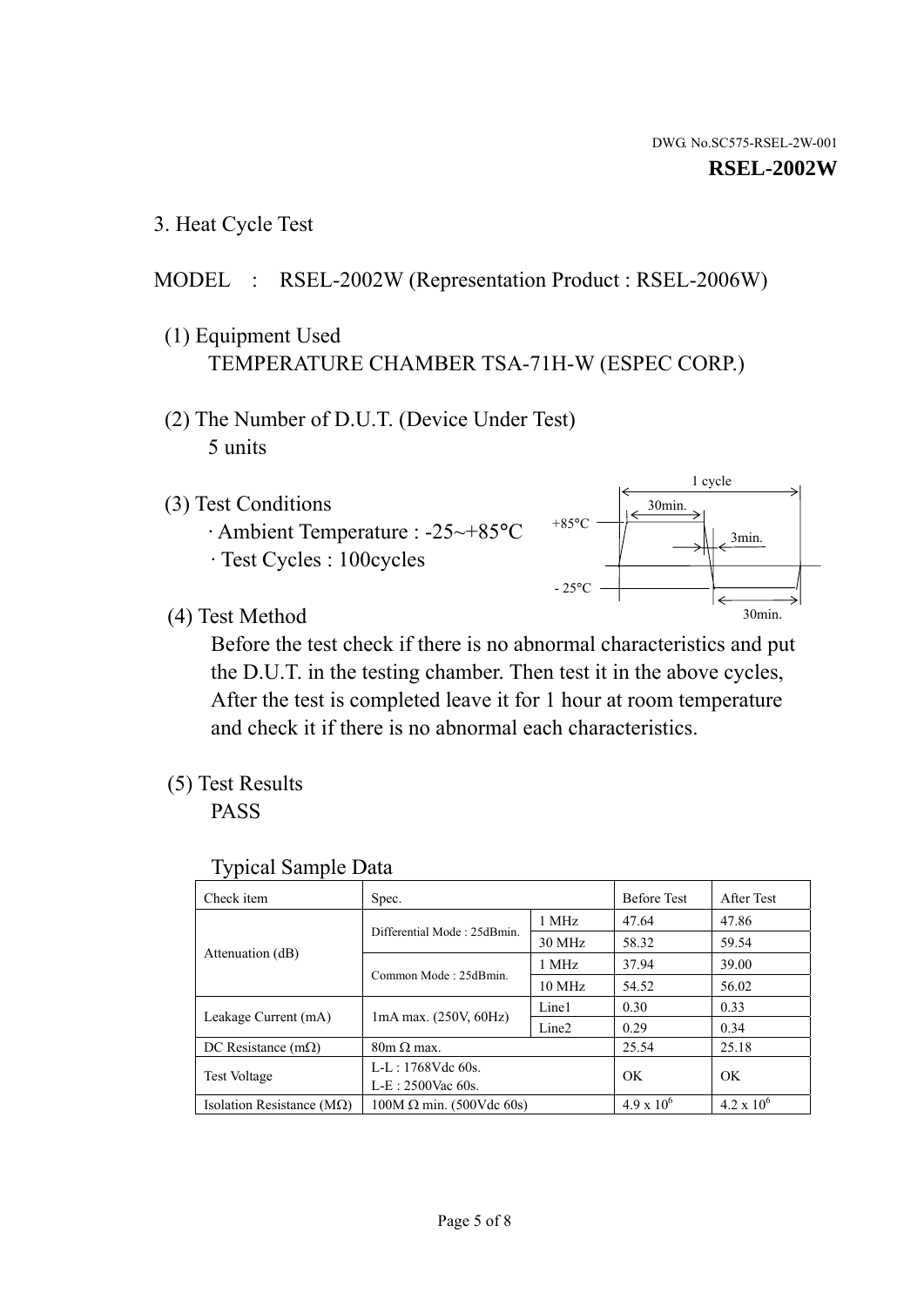DWG. No.SC575-RSEL-2W-001

**RSEL-2002W**

## 3. Heat Cycle Test

MODEL : RSEL-2002W (Representation Product : RSEL-2006W)

(1) Equipment Used

TEMPERATURE CHAMBER TSA-71H-W (ESPEC CORP.)

(2) The Number of D.U.T. (Device Under Test)

5 units

(3) Test Conditions

· Ambient Temperature : -25~+85°C

· Test Cycles : 100cycles

1 cycle
30min.
+85°C
3min.
- 25°C
30min.

(4) Test Method

Before the test check if there is no abnormal characteristics and put the D.U.T. in the testing chamber. Then test it in the above cycles, After the test is completed leave it for 1 hour at room temperature and check it if there is no abnormal each characteristics.

(5) Test Results

PASS

Typical Sample Data

| Check item | Spec. | | Before Test | After Test |
|---|---|---|---|---|
| Attenuation (dB) | Differential Mode : 25dBmin. | 1 MHz | 47.64 | 47.86 |
| | | 30 MHz | 58.32 | 59.54 |
| | Common Mode : 25dBmin. | 1 MHz | 37.94 | 39.00 |
| | | 10 MHz | 54.52 | 56.02 |
| Leakage Current (mA) | 1mA max. (250V, 60Hz) | Line1 | 0.30 | 0.33 |
| | | Line2 | 0.29 | 0.34 |
| DC Resistance (mΩ) | 80m Ω max. | | 25.54 | 25.18 |
| Test Voltage | L-L : 1768Vdc 60s. L-E : 2500Vac 60s. | | OK | OK |
| Isolation Resistance (MΩ) | 100M Ω min. (500Vdc 60s) | | $4.9 \times 10^6$ | $4.2 \times 10^6$ |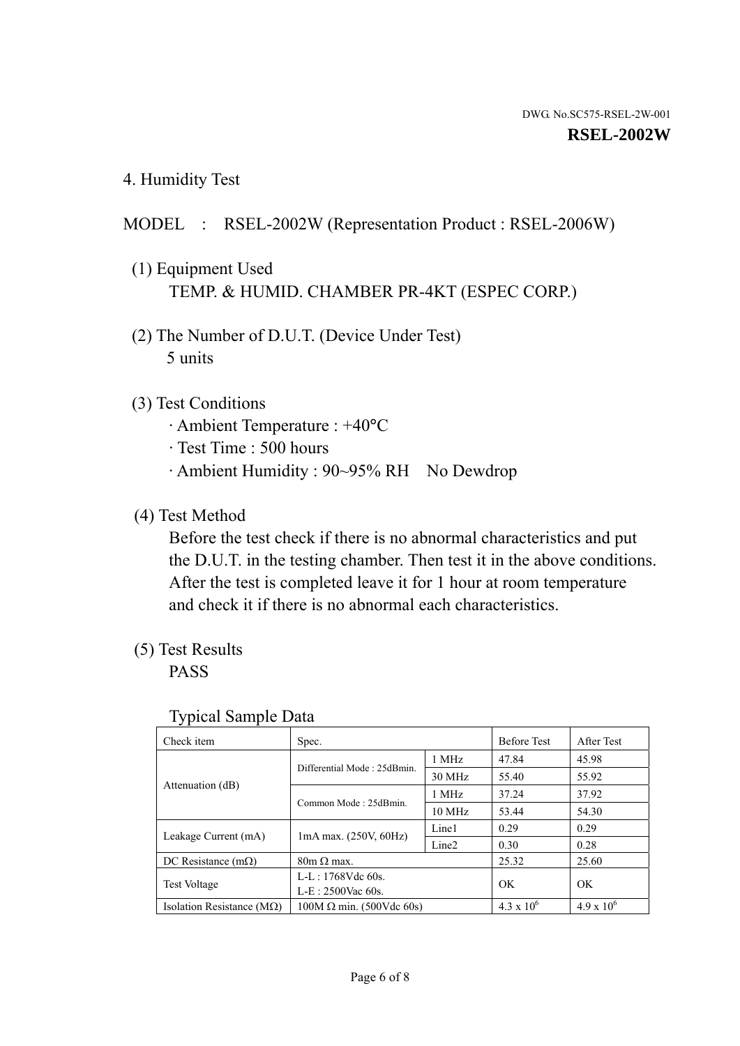DWG. No.SC575-RSEL-2W-001

**RSEL-2002W**

## 4. Humidity Test

MODEL : RSEL-2002W (Representation Product : RSEL-2006W)

(1) Equipment Used
TEMP. & HUMID. CHAMBER PR-4KT (ESPEC CORP.)

(2) The Number of D.U.T. (Device Under Test)
5 units

(3) Test Conditions
- Ambient Temperature : +40°C
- Test Time : 500 hours
- Ambient Humidity : 90~95% RH No Dewdrop

(4) Test Method
Before the test check if there is no abnormal characteristics and put the D.U.T. in the testing chamber. Then test it in the above conditions. After the test is completed leave it for 1 hour at room temperature and check it if there is no abnormal each characteristics.

(5) Test Results
PASS

Typical Sample Data

| Check item | Spec. | | Before Test | After Test |
|---|---|---|---|---|
| Attenuation (dB) | Differential Mode : 25dBmin. | 1 MHz | 47.84 | 45.98 |
| | | 30 MHz | 55.40 | 55.92 |
| | Common Mode : 25dBmin. | 1 MHz | 37.24 | 37.92 |
| | | 10 MHz | 53.44 | 54.30 |
| Leakage Current (mA) | 1mA max. (250V, 60Hz) | Line1 | 0.29 | 0.29 |
| | | Line2 | 0.30 | 0.28 |
| DC Resistance (mΩ) | 80m Ω max. | | 25.32 | 25.60 |
| Test Voltage | L-L : 1768Vdc 60s.<br>L-E : 2500Vac 60s. | | OK | OK |
| Isolation Resistance (MΩ) | 100M Ω min. (500Vdc 60s) | | $4.3 \times 10^6$ | $4.9 \times 10^6$ |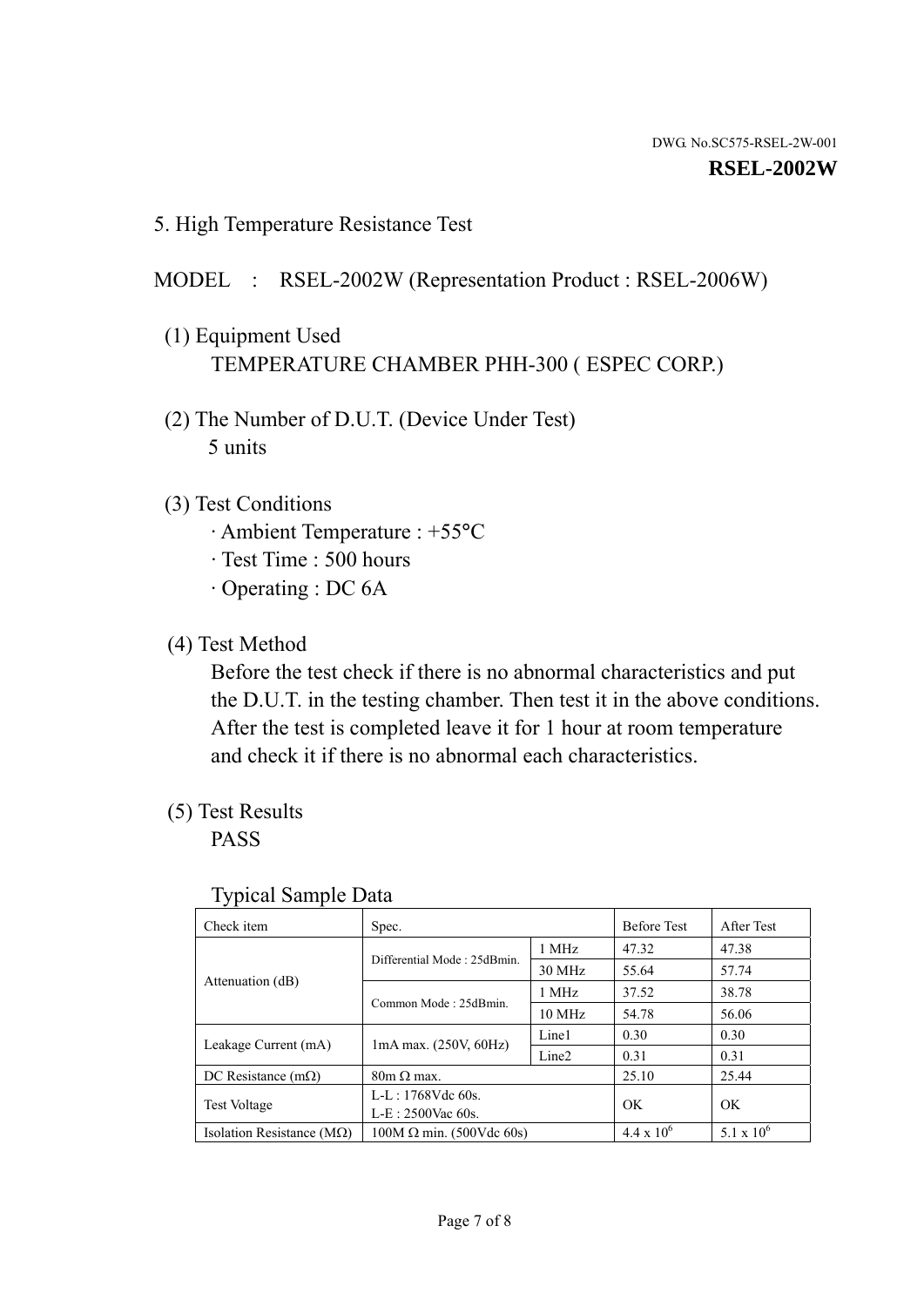DWG. No.SC575-RSEL-2W-001

**RSEL-2002W**

## 5. High Temperature Resistance Test

MODEL : RSEL-2002W (Representation Product : RSEL-2006W)

(1) Equipment Used

TEMPERATURE CHAMBER PHH-300 ( ESPEC CORP.)

(2) The Number of D.U.T. (Device Under Test)

5 units

(3) Test Conditions

· Ambient Temperature : +55°C
· Test Time : 500 hours
· Operating : DC 6A

(4) Test Method

Before the test check if there is no abnormal characteristics and put the D.U.T. in the testing chamber. Then test it in the above conditions. After the test is completed leave it for 1 hour at room temperature and check it if there is no abnormal each characteristics.

(5) Test Results

PASS

Typical Sample Data

| Check item | Spec. | | Before Test | After Test |
|---|---|---|---|---|
| Attenuation (dB) | Differential Mode : 25dBmin. | 1 MHz | 47.32 | 47.38 |
| | | 30 MHz | 55.64 | 57.74 |
| | Common Mode : 25dBmin. | 1 MHz | 37.52 | 38.78 |
| | | 10 MHz | 54.78 | 56.06 |
| Leakage Current (mA) | 1mA max. (250V, 60Hz) | Line1 | 0.30 | 0.30 |
| | | Line2 | 0.31 | 0.31 |
| DC Resistance (mΩ) | 80m Ω max. | | 25.10 | 25.44 |
| Test Voltage | L-L : 1768Vdc 60s.<br>L-E : 2500Vac 60s. | | OK | OK |
| Isolation Resistance (MΩ) | 100M Ω min. (500Vdc 60s) | | $4.4 \times 10^{6}$ | $5.1 \times 10^{6}$ |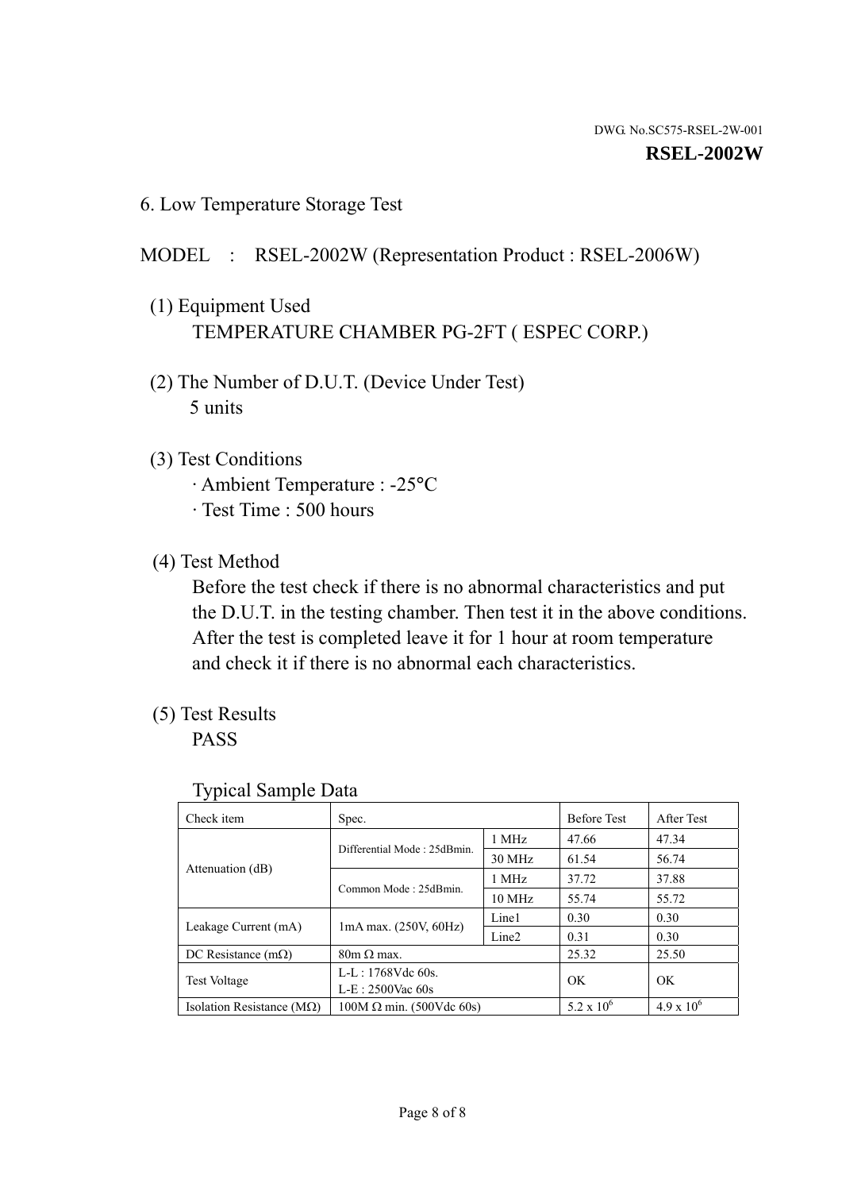DWG. No.SC575-RSEL-2W-001

**RSEL-2002W**

## 6. Low Temperature Storage Test

MODEL : RSEL-2002W (Representation Product : RSEL-2006W)

(1) Equipment Used

TEMPERATURE CHAMBER PG-2FT ( ESPEC CORP.)

(2) The Number of D.U.T. (Device Under Test)

5 units

(3) Test Conditions

· Ambient Temperature : -25°C

· Test Time : 500 hours

(4) Test Method

Before the test check if there is no abnormal characteristics and put the D.U.T. in the testing chamber. Then test it in the above conditions. After the test is completed leave it for 1 hour at room temperature and check it if there is no abnormal each characteristics.

(5) Test Results

PASS

Typical Sample Data

| Check item | Spec. | | Before Test | After Test |
|---|---|---|---|---|
| Attenuation (dB) | Differential Mode : 25dBmin. | 1 MHz | 47.66 | 47.34 |
| | | 30 MHz | 61.54 | 56.74 |
| | Common Mode : 25dBmin. | 1 MHz | 37.72 | 37.88 |
| | | 10 MHz | 55.74 | 55.72 |
| Leakage Current (mA) | 1mA max. (250V, 60Hz) | Line1 | 0.30 | 0.30 |
| | | Line2 | 0.31 | 0.30 |
| DC Resistance (mΩ) | 80m Ω max. | | 25.32 | 25.50 |
| Test Voltage | L-L : 1768Vdc 60s. L-E : 2500Vac 60s | | OK | OK |
| Isolation Resistance (MΩ) | 100M Ω min. (500Vdc 60s) | | $5.2 \times 10^6$ | $4.9 \times 10^6$ |